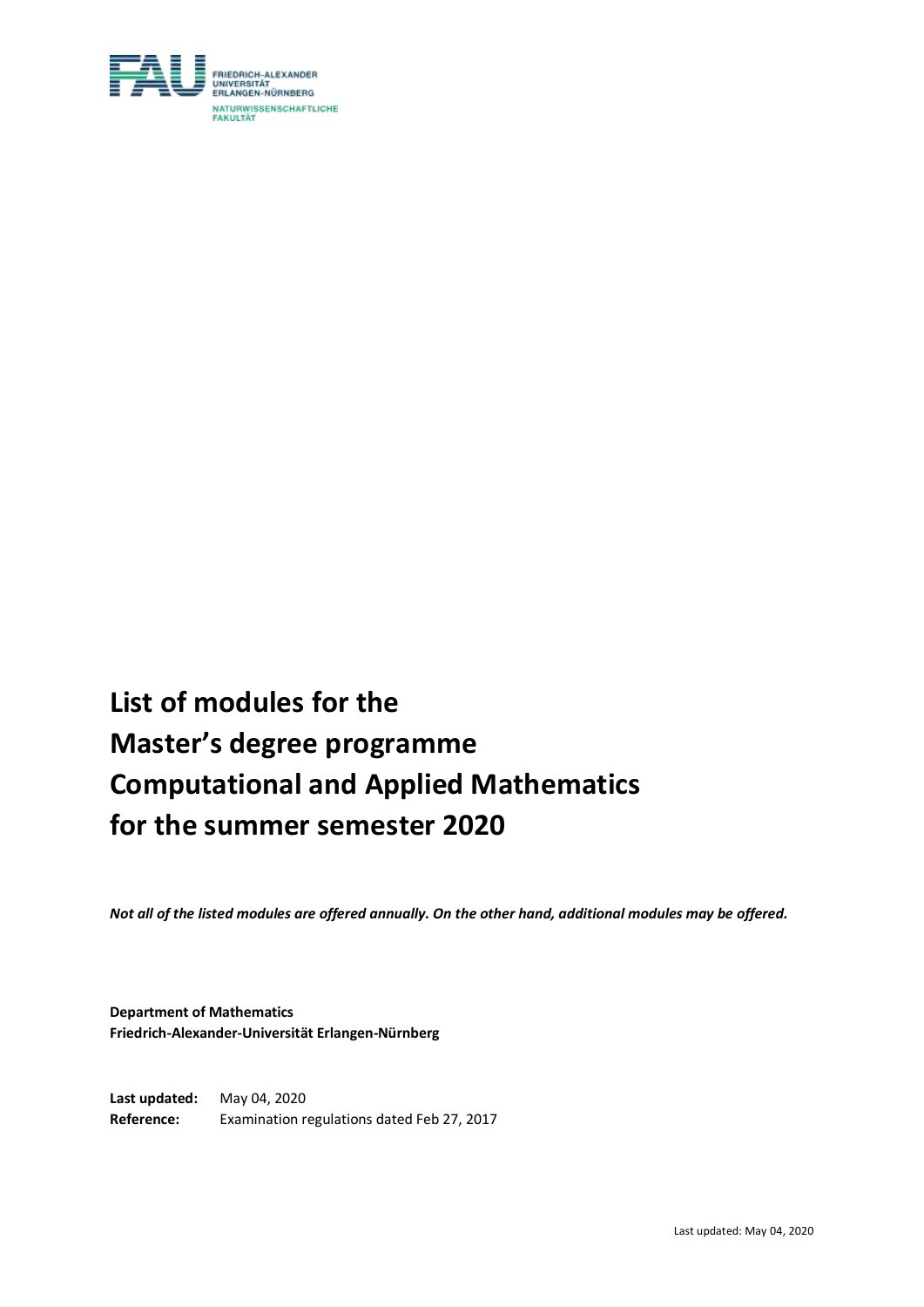FRIEDRICH-ALEXANDER UNIVERSITÄT ERLANGEN-NÜRNBERG

NATURWISSENSCHAFTLICHE FAKULTÄT

# List of modules for the Master's degree programme Computational and Applied Mathematics for the summer semester 2020

***Not all of the listed modules are offered annually. On the other hand, additional modules may be offered.***

**Department of Mathematics**
**Friedrich-Alexander-Universität Erlangen-Nürnberg**

**Last updated:** May 04, 2020
**Reference:** Examination regulations dated Feb 27, 2017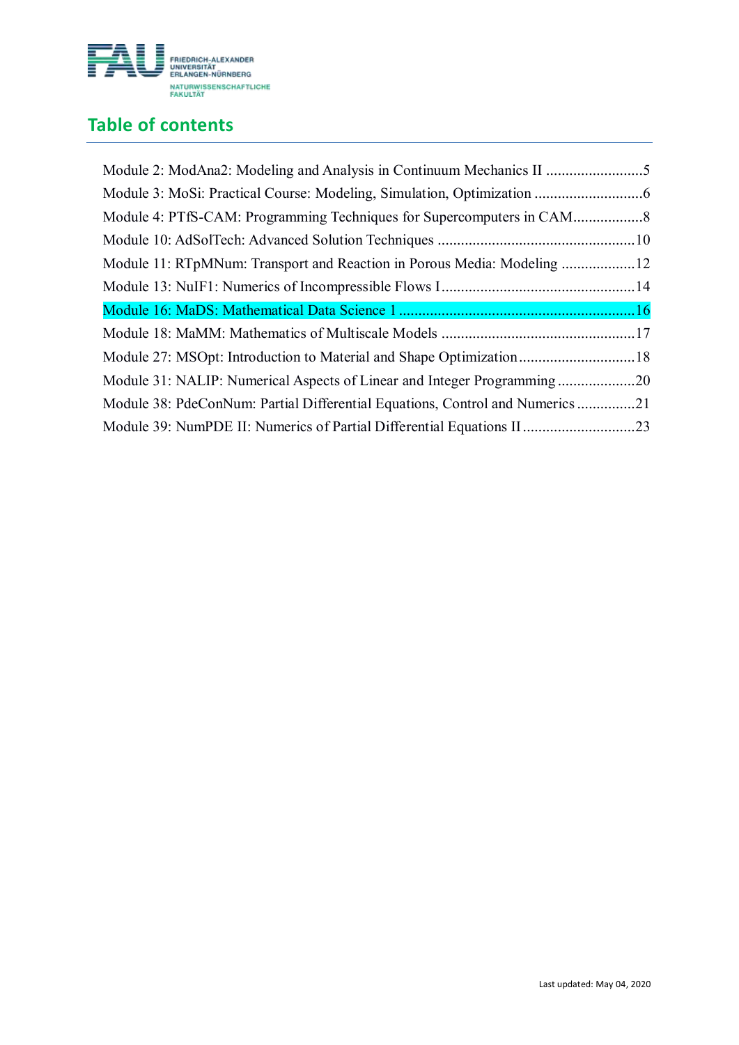## Table of contents

Module 2: ModAna2: Modeling and Analysis in Continuum Mechanics II .........................5
Module 3: MoSi: Practical Course: Modeling, Simulation, Optimization ............................6
Module 4: PTfS-CAM: Programming Techniques for Supercomputers in CAM..................8
Module 10: AdSolTech: Advanced Solution Techniques ..................................................10
Module 11: RTpMNum: Transport and Reaction in Porous Media: Modeling ...................12
Module 13: NuIF1: Numerics of Incompressible Flows I..................................................14
Module 16: MaDS: Mathematical Data Science 1 ............................................................16
Module 18: MaMM: Mathematics of Multiscale Models ..................................................17
Module 27: MSOpt: Introduction to Material and Shape Optimization..............................18
Module 31: NALIP: Numerical Aspects of Linear and Integer Programming ....................20
Module 38: PdeConNum: Partial Differential Equations, Control and Numerics ...............21
Module 39: NumPDE II: Numerics of Partial Differential Equations II.............................23

Last updated: May 04, 2020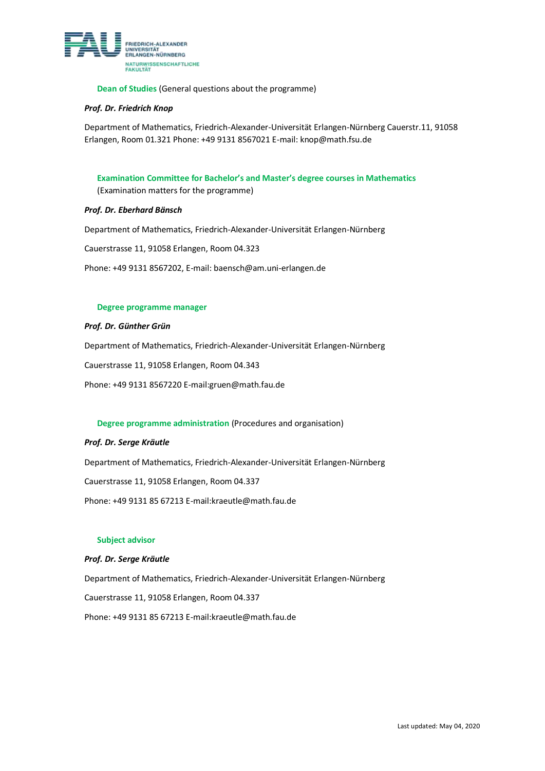**Dean of Studies** (General questions about the programme)

***Prof. Dr. Friedrich Knop***

Department of Mathematics, Friedrich-Alexander-Universität Erlangen-Nürnberg Cauerstr.11, 91058 Erlangen, Room 01.321 Phone: +49 9131 8567021 E-mail: knop@math.fsu.de

**Examination Committee for Bachelor's and Master's degree courses in Mathematics** (Examination matters for the programme)

***Prof. Dr. Eberhard Bänsch***

Department of Mathematics, Friedrich-Alexander-Universität Erlangen-Nürnberg

Cauerstrasse 11, 91058 Erlangen, Room 04.323

Phone: +49 9131 8567202, E-mail: baensch@am.uni-erlangen.de

**Degree programme manager**

***Prof. Dr. Günther Grün***

Department of Mathematics, Friedrich-Alexander-Universität Erlangen-Nürnberg

Cauerstrasse 11, 91058 Erlangen, Room 04.343

Phone: +49 9131 8567220 E-mail:gruen@math.fau.de

**Degree programme administration** (Procedures and organisation)

***Prof. Dr. Serge Kräutle***

Department of Mathematics, Friedrich-Alexander-Universität Erlangen-Nürnberg

Cauerstrasse 11, 91058 Erlangen, Room 04.337

Phone: +49 9131 85 67213 E-mail:kraeutle@math.fau.de

**Subject advisor**

***Prof. Dr. Serge Kräutle***

Department of Mathematics, Friedrich-Alexander-Universität Erlangen-Nürnberg

Cauerstrasse 11, 91058 Erlangen, Room 04.337

Phone: +49 9131 85 67213 E-mail:kraeutle@math.fau.de

Last updated: May 04, 2020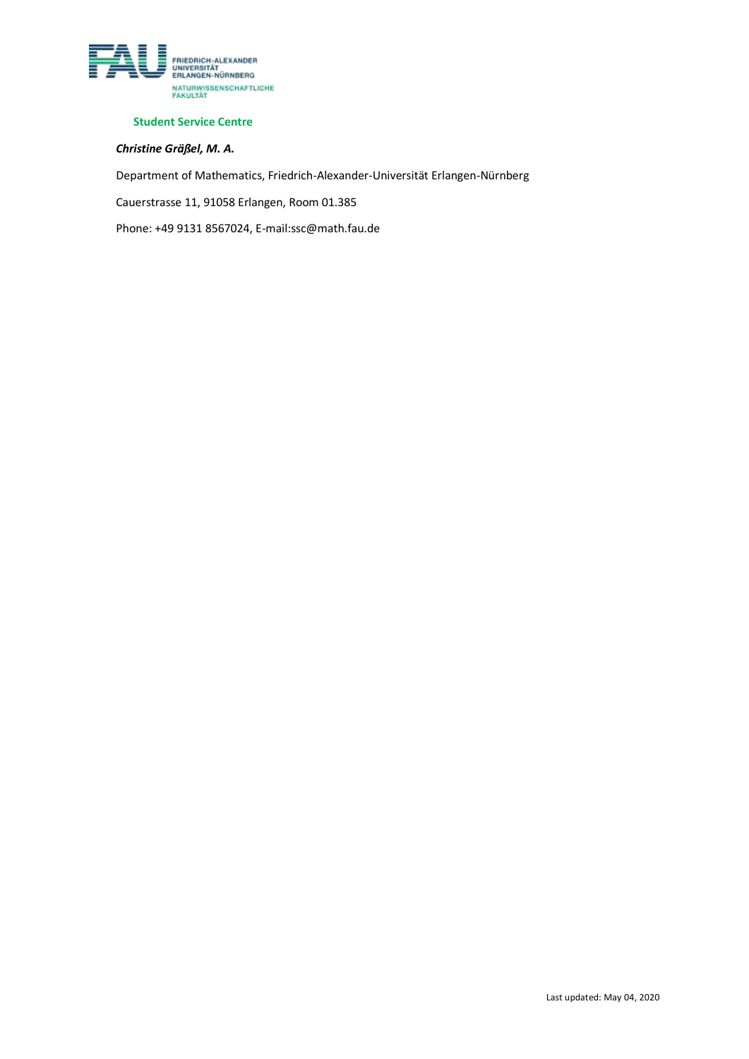FRIEDRICH-ALEXANDER
UNIVERSITÄT
ERLANGEN-NÜRNBERG

NATURWISSENSCHAFTLICHE
FAKULTÄT

**Student Service Centre**

***Christine Gräßel, M. A.***

Department of Mathematics, Friedrich-Alexander-Universität Erlangen-Nürnberg

Cauerstrasse 11, 91058 Erlangen, Room 01.385

Phone: +49 9131 8567024, E-mail:ssc@math.fau.de

Last updated: May 04, 2020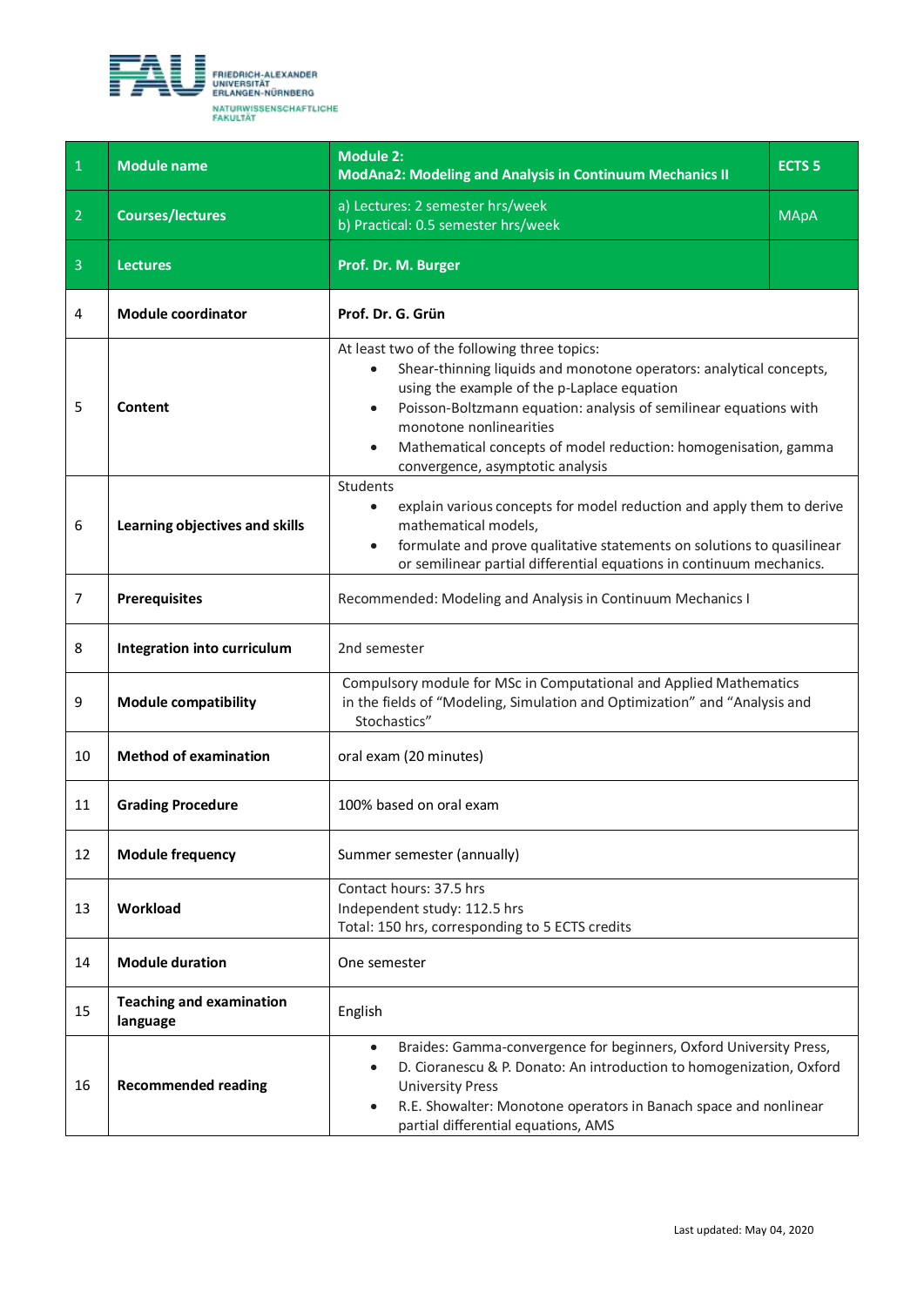| 1 | Module name | Module 2:<br>ModAna2: Modeling and Analysis in Continuum Mechanics II | ECTS 5 |
|---|---|---|---|
| 2 | Courses/lectures | a) Lectures: 2 semester hrs/week<br>b) Practical: 0.5 semester hrs/week | MApA |
| 3 | Lectures | Prof. Dr. M. Burger | |
| 4 | Module coordinator | Prof. Dr. G. Grün | |
| 5 | Content | At least two of the following three topics:<br>• Shear-thinning liquids and monotone operators: analytical concepts, using the example of the p-Laplace equation<br>• Poisson-Boltzmann equation: analysis of semilinear equations with monotone nonlinearities<br>• Mathematical concepts of model reduction: homogenisation, gamma convergence, asymptotic analysis | |
| 6 | Learning objectives and skills | Students<br>• explain various concepts for model reduction and apply them to derive mathematical models,<br>• formulate and prove qualitative statements on solutions to quasilinear or semilinear partial differential equations in continuum mechanics. | |
| 7 | Prerequisites | Recommended: Modeling and Analysis in Continuum Mechanics I | |
| 8 | Integration into curriculum | 2nd semester | |
| 9 | Module compatibility | Compulsory module for MSc in Computational and Applied Mathematics in the fields of "Modeling, Simulation and Optimization" and "Analysis and Stochastics" | |
| 10 | Method of examination | oral exam (20 minutes) | |
| 11 | Grading Procedure | 100% based on oral exam | |
| 12 | Module frequency | Summer semester (annually) | |
| 13 | Workload | Contact hours: 37.5 hrs<br>Independent study: 112.5 hrs<br>Total: 150 hrs, corresponding to 5 ECTS credits | |
| 14 | Module duration | One semester | |
| 15 | Teaching and examination language | English | |
| 16 | Recommended reading | • Braides: Gamma-convergence for beginners, Oxford University Press,<br>• D. Cioranescu & P. Donato: An introduction to homogenization, Oxford University Press<br>• R.E. Showalter: Monotone operators in Banach space and nonlinear partial differential equations, AMS | |

Last updated: May 04, 2020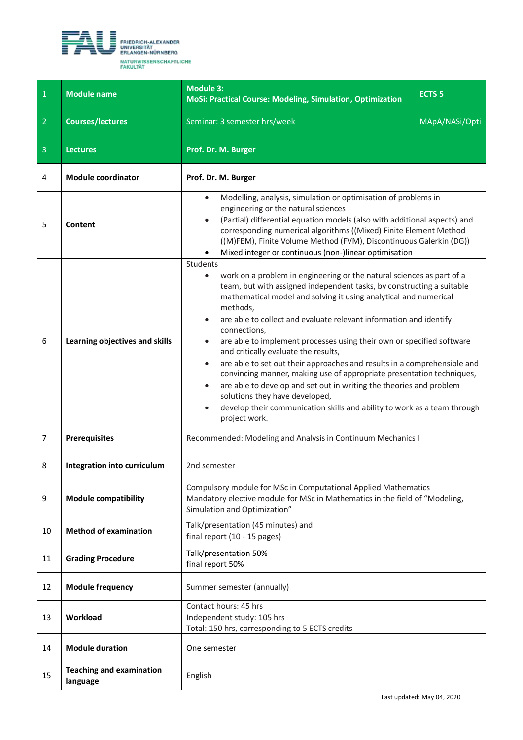FRIEDRICH-ALEXANDER UNIVERSITÄT ERLANGEN-NÜRNBERG
NATURWISSENSCHAFTLICHE FAKULTÄT

| 1 | **Module name** | **Module 3: MoSi: Practical Course: Modeling, Simulation, Optimization** | **ECTS 5** |
|---|---|---|---|
| 2 | **Courses/lectures** | Seminar: 3 semester hrs/week | MApA/NASi/Opti |
| 3 | **Lectures** | **Prof. Dr. M. Burger** | |
| 4 | **Module coordinator** | **Prof. Dr. M. Burger** | |
| 5 | **Content** | • Modelling, analysis, simulation or optimisation of problems in engineering or the natural sciences<br>• (Partial) differential equation models (also with additional aspects) and corresponding numerical algorithms ((Mixed) Finite Element Method ((M)FEM), Finite Volume Method (FVM), Discontinuous Galerkin (DG))<br>• Mixed integer or continuous (non-)linear optimisation | |
| 6 | **Learning objectives and skills** | Students<br>• work on a problem in engineering or the natural sciences as part of a team, but with assigned independent tasks, by constructing a suitable mathematical model and solving it using analytical and numerical methods,<br>• are able to collect and evaluate relevant information and identify connections,<br>• are able to implement processes using their own or specified software and critically evaluate the results,<br>• are able to set out their approaches and results in a comprehensible and convincing manner, making use of appropriate presentation techniques,<br>• are able to develop and set out in writing the theories and problem solutions they have developed,<br>• develop their communication skills and ability to work as a team through project work. | |
| 7 | **Prerequisites** | Recommended: Modeling and Analysis in Continuum Mechanics I | |
| 8 | **Integration into curriculum** | 2nd semester | |
| 9 | **Module compatibility** | Compulsory module for MSc in Computational Applied Mathematics<br>Mandatory elective module for MSc in Mathematics in the field of "Modeling, Simulation and Optimization" | |
| 10 | **Method of examination** | Talk/presentation (45 minutes) and<br>final report (10 - 15 pages) | |
| 11 | **Grading Procedure** | Talk/presentation 50%<br>final report 50% | |
| 12 | **Module frequency** | Summer semester (annually) | |
| 13 | **Workload** | Contact hours: 45 hrs<br>Independent study: 105 hrs<br>Total: 150 hrs, corresponding to 5 ECTS credits | |
| 14 | **Module duration** | One semester | |
| 15 | **Teaching and examination language** | English | |

Last updated: May 04, 2020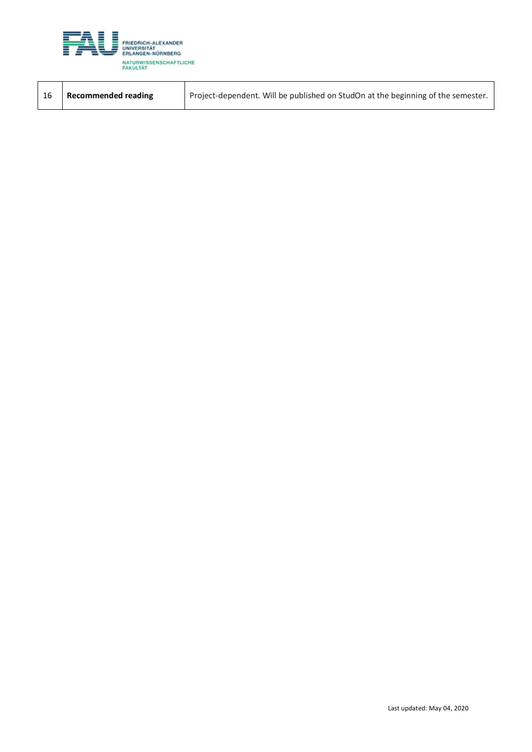| 16 | **Recommended reading** | Project-dependent. Will be published on StudOn at the beginning of the semester. |
|---|---|---|

Last updated: May 04, 2020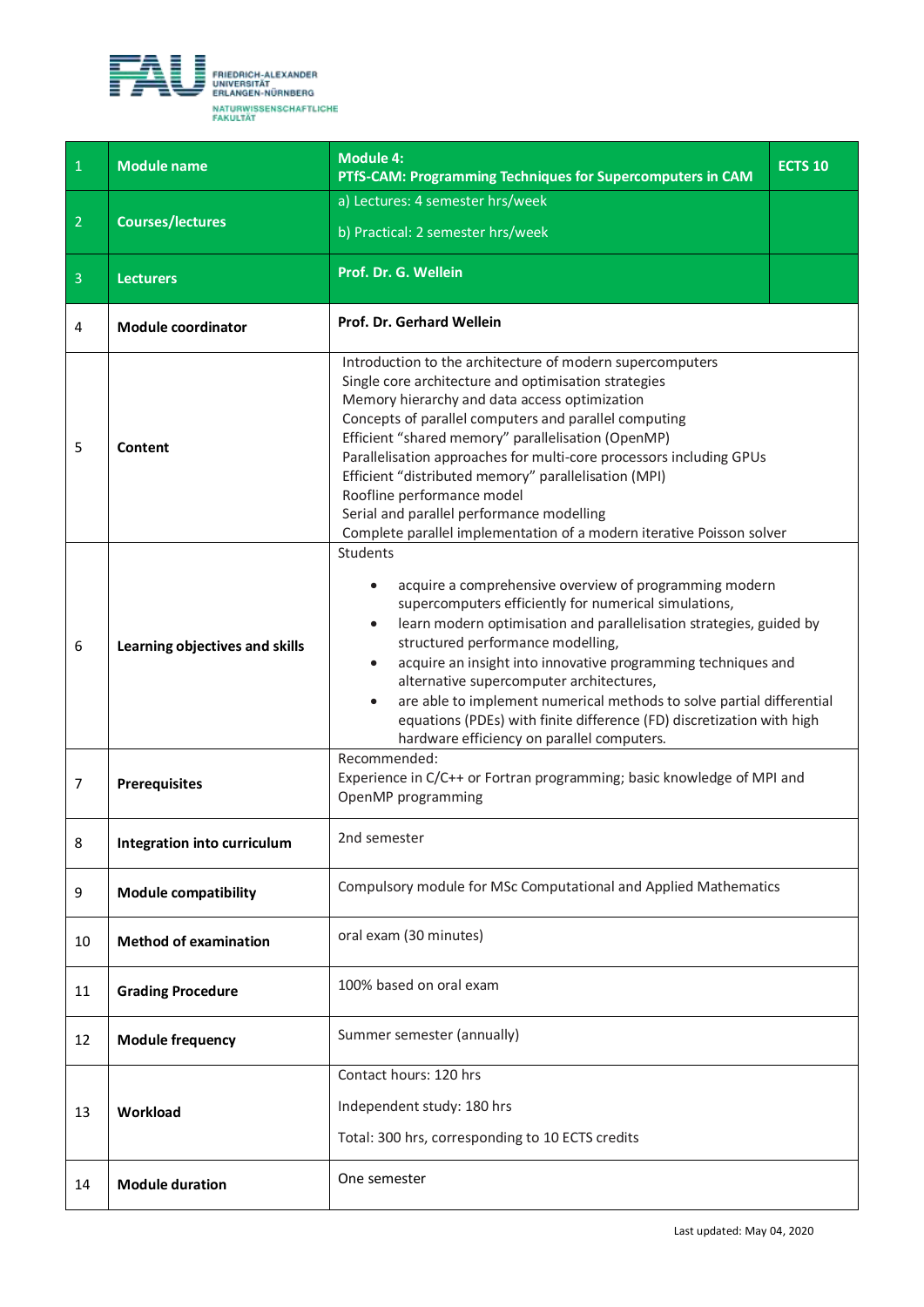| 1 | **Module name** | **Module 4:** **PTfS-CAM: Programming Techniques for Supercomputers in CAM** | **ECTS 10** |
|---|---|---|---|
| 2 | **Courses/lectures** | a) Lectures: 4 semester hrs/week<br>b) Practical: 2 semester hrs/week | |
| 3 | **Lecturers** | **Prof. Dr. G. Wellein** | |
| 4 | **Module coordinator** | **Prof. Dr. Gerhard Wellein** | |
| 5 | **Content** | Introduction to the architecture of modern supercomputers<br>Single core architecture and optimisation strategies<br>Memory hierarchy and data access optimization<br>Concepts of parallel computers and parallel computing<br>Efficient “shared memory” parallelisation (OpenMP)<br>Parallelisation approaches for multi-core processors including GPUs<br>Efficient “distributed memory” parallelisation (MPI)<br>Roofline performance model<br>Serial and parallel performance modelling<br>Complete parallel implementation of a modern iterative Poisson solver | |
| 6 | **Learning objectives and skills** | Students<br>• acquire a comprehensive overview of programming modern supercomputers efficiently for numerical simulations,<br>• learn modern optimisation and parallelisation strategies, guided by structured performance modelling,<br>• acquire an insight into innovative programming techniques and alternative supercomputer architectures,<br>• are able to implement numerical methods to solve partial differential equations (PDEs) with finite difference (FD) discretization with high hardware efficiency on parallel computers. | |
| 7 | **Prerequisites** | Recommended:<br>Experience in C/C++ or Fortran programming; basic knowledge of MPI and OpenMP programming | |
| 8 | **Integration into curriculum** | 2nd semester | |
| 9 | **Module compatibility** | Compulsory module for MSc Computational and Applied Mathematics | |
| 10 | **Method of examination** | oral exam (30 minutes) | |
| 11 | **Grading Procedure** | 100% based on oral exam | |
| 12 | **Module frequency** | Summer semester (annually) | |
| 13 | **Workload** | Contact hours: 120 hrs<br>Independent study: 180 hrs<br>Total: 300 hrs, corresponding to 10 ECTS credits | |
| 14 | **Module duration** | One semester | |

Last updated: May 04, 2020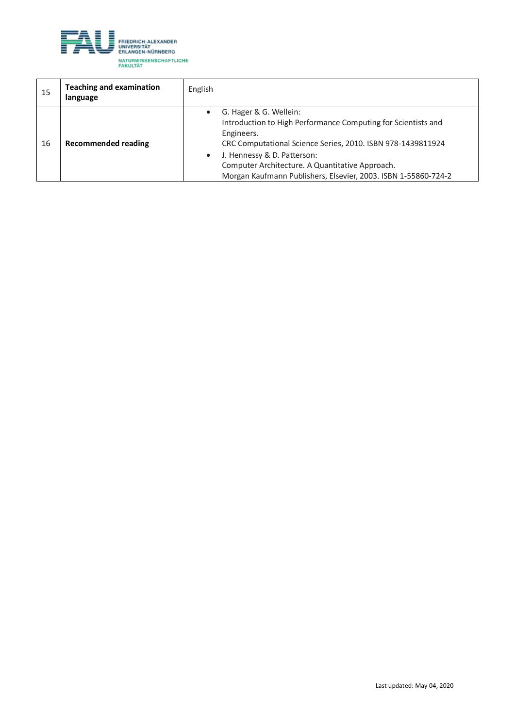| 15 | **Teaching and examination language** | English |
|---|---|---|
| 16 | **Recommended reading** | • G. Hager & G. Wellein: Introduction to High Performance Computing for Scientists and Engineers. CRC Computational Science Series, 2010. ISBN 978-1439811924<br>• J. Hennessy & D. Patterson: Computer Architecture. A Quantitative Approach. Morgan Kaufmann Publishers, Elsevier, 2003. ISBN 1-55860-724-2 |

Last updated: May 04, 2020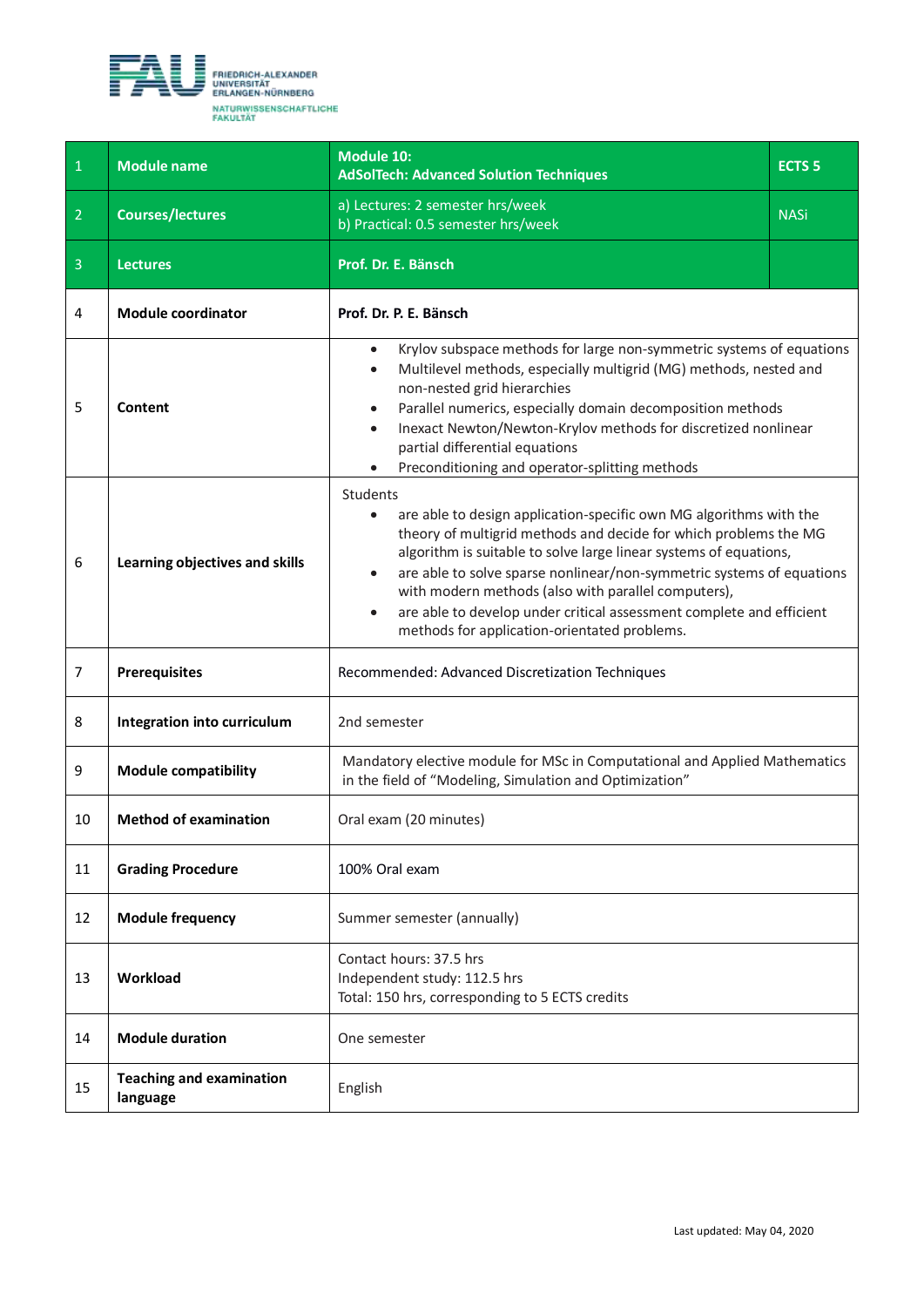FRIEDRICH-ALEXANDER UNIVERSITÄT ERLANGEN-NÜRNBERG
NATURWISSENSCHAFTLICHE FAKULTÄT

| 1 | **Module name** | **Module 10: AdSolTech: Advanced Solution Techniques** | **ECTS 5** |
|---|---|---|---|
| 2 | **Courses/lectures** | a) Lectures: 2 semester hrs/week<br>b) Practical: 0.5 semester hrs/week | NASi |
| 3 | **Lectures** | **Prof. Dr. E. Bänsch** | |
| 4 | **Module coordinator** | **Prof. Dr. P. E. Bänsch** | |
| 5 | **Content** | • Krylov subspace methods for large non-symmetric systems of equations<br>• Multilevel methods, especially multigrid (MG) methods, nested and non-nested grid hierarchies<br>• Parallel numerics, especially domain decomposition methods<br>• Inexact Newton/Newton-Krylov methods for discretized nonlinear partial differential equations<br>• Preconditioning and operator-splitting methods | |
| 6 | **Learning objectives and skills** | Students<br>• are able to design application-specific own MG algorithms with the theory of multigrid methods and decide for which problems the MG algorithm is suitable to solve large linear systems of equations,<br>• are able to solve sparse nonlinear/non-symmetric systems of equations with modern methods (also with parallel computers),<br>• are able to develop under critical assessment complete and efficient methods for application-orientated problems. | |
| 7 | **Prerequisites** | Recommended: Advanced Discretization Techniques | |
| 8 | **Integration into curriculum** | 2nd semester | |
| 9 | **Module compatibility** | Mandatory elective module for MSc in Computational and Applied Mathematics in the field of “Modeling, Simulation and Optimization” | |
| 10 | **Method of examination** | Oral exam (20 minutes) | |
| 11 | **Grading Procedure** | 100% Oral exam | |
| 12 | **Module frequency** | Summer semester (annually) | |
| 13 | **Workload** | Contact hours: 37.5 hrs<br>Independent study: 112.5 hrs<br>Total: 150 hrs, corresponding to 5 ECTS credits | |
| 14 | **Module duration** | One semester | |
| 15 | **Teaching and examination language** | English | |

Last updated: May 04, 2020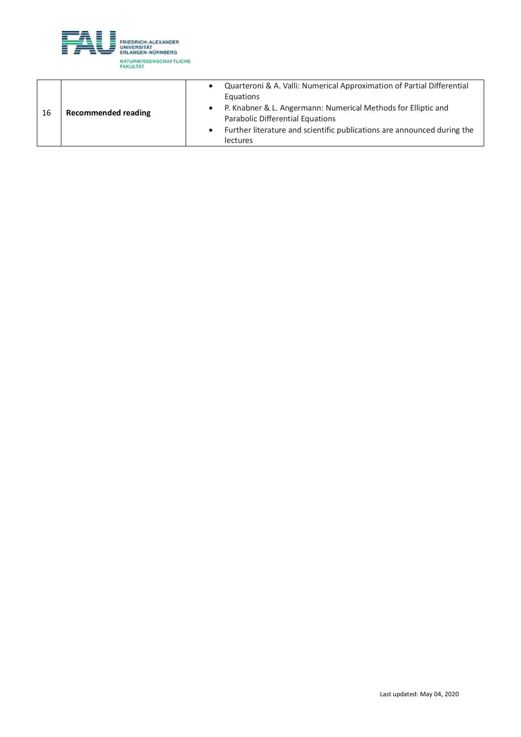| 16 | **Recommended reading** | • Quarteroni & A. Valli: Numerical Approximation of Partial Differential Equations<br>• P. Knabner & L. Angermann: Numerical Methods for Elliptic and Parabolic Differential Equations<br>• Further literature and scientific publications are announced during the lectures |
|---|---|---|

Last updated: May 04, 2020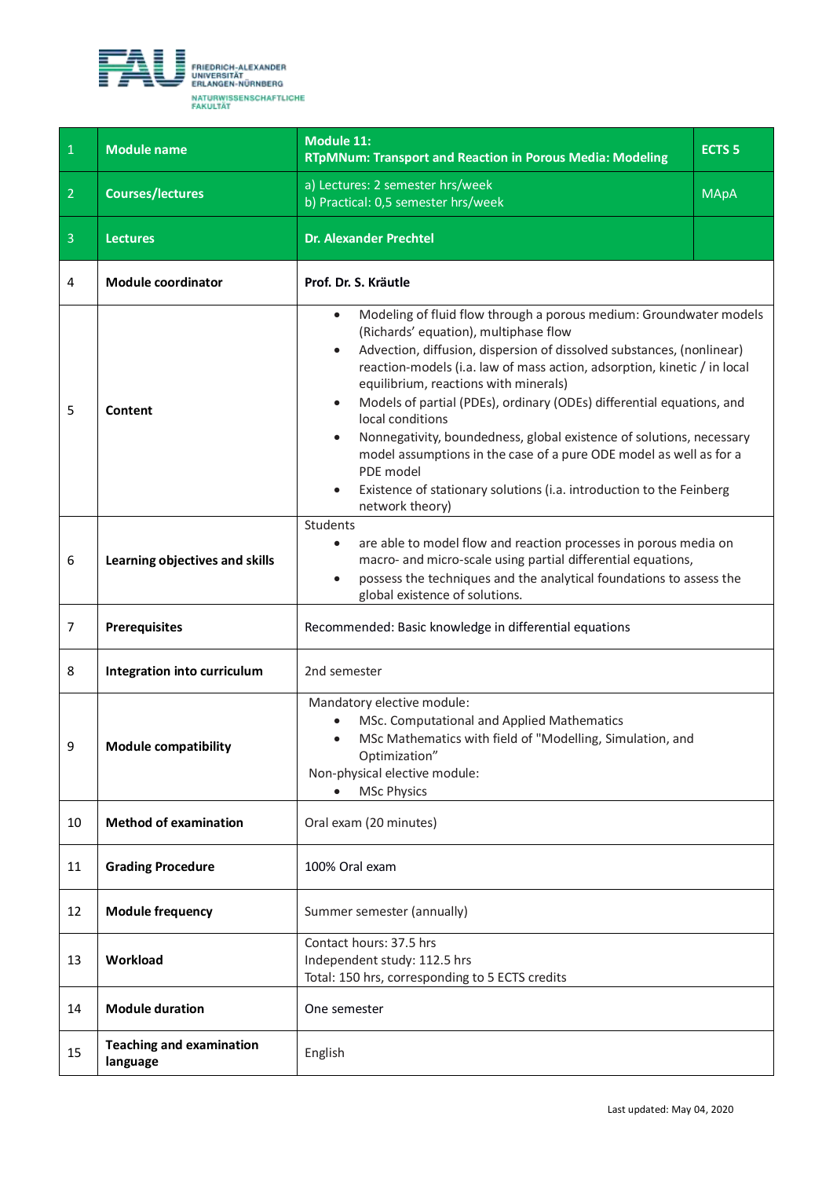FRIEDRICH-ALEXANDER UNIVERSITÄT ERLANGEN-NÜRNBERG
NATURWISSENSCHAFTLICHE FAKULTÄT

| | | | |
|---|---|---|---|
| 1 | **Module name** | **Module 11: RTpMNum: Transport and Reaction in Porous Media: Modeling** | **ECTS 5** |
| 2 | **Courses/lectures** | a) Lectures: 2 semester hrs/week<br>b) Practical: 0,5 semester hrs/week | MApA |
| 3 | **Lectures** | **Dr. Alexander Prechtel** | |
| 4 | **Module coordinator** | **Prof. Dr. S. Kräutle** | |
| 5 | **Content** | • Modeling of fluid flow through a porous medium: Groundwater models (Richards' equation), multiphase flow<br>• Advection, diffusion, dispersion of dissolved substances, (nonlinear) reaction-models (i.a. law of mass action, adsorption, kinetic / in local equilibrium, reactions with minerals)<br>• Models of partial (PDEs), ordinary (ODEs) differential equations, and local conditions<br>• Nonnegativity, boundedness, global existence of solutions, necessary model assumptions in the case of a pure ODE model as well as for a PDE model<br>• Existence of stationary solutions (i.a. introduction to the Feinberg network theory) | |
| 6 | **Learning objectives and skills** | Students<br>• are able to model flow and reaction processes in porous media on macro- and micro-scale using partial differential equations,<br>• possess the techniques and the analytical foundations to assess the global existence of solutions. | |
| 7 | **Prerequisites** | Recommended: Basic knowledge in differential equations | |
| 8 | **Integration into curriculum** | 2nd semester | |
| 9 | **Module compatibility** | Mandatory elective module:<br>• MSc. Computational and Applied Mathematics<br>• MSc Mathematics with field of "Modelling, Simulation, and Optimization"<br>Non-physical elective module:<br>• MSc Physics | |
| 10 | **Method of examination** | Oral exam (20 minutes) | |
| 11 | **Grading Procedure** | 100% Oral exam | |
| 12 | **Module frequency** | Summer semester (annually) | |
| 13 | **Workload** | Contact hours: 37.5 hrs<br>Independent study: 112.5 hrs<br>Total: 150 hrs, corresponding to 5 ECTS credits | |
| 14 | **Module duration** | One semester | |
| 15 | **Teaching and examination language** | English | |

Last updated: May 04, 2020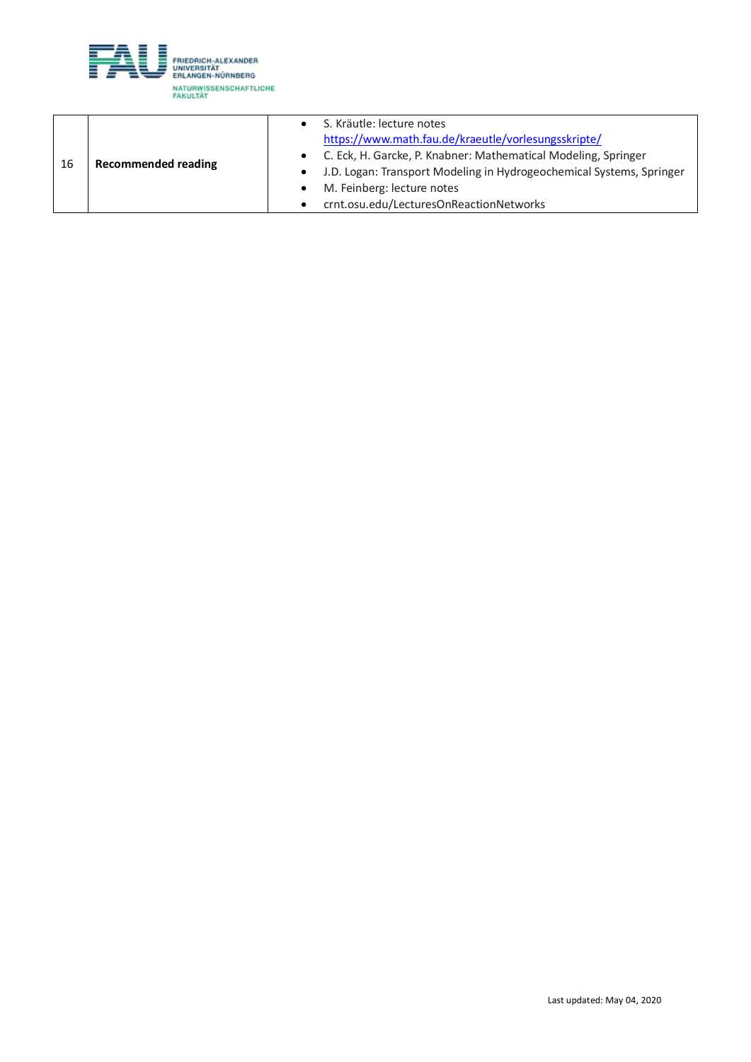| 16 | **Recommended reading** | • S. Kräutle: lecture notes https://www.math.fau.de/kraeutle/vorlesungsskripte/ <br>• C. Eck, H. Garcke, P. Knabner: Mathematical Modeling, Springer <br>• J.D. Logan: Transport Modeling in Hydrogeochemical Systems, Springer <br>• M. Feinberg: lecture notes <br>• crnt.osu.edu/LecturesOnReactionNetworks |
|---|---|---|

Last updated: May 04, 2020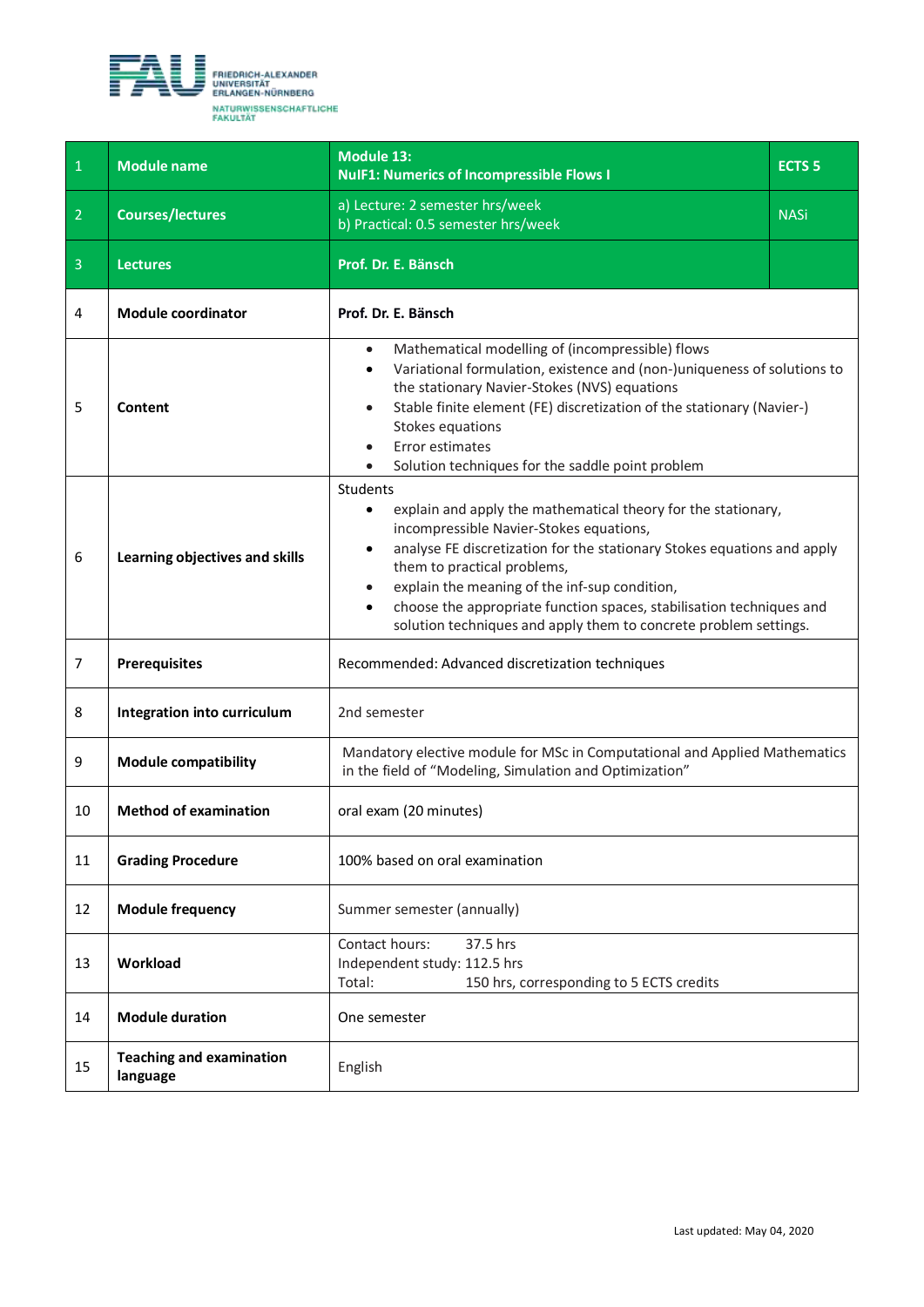| 1 | **Module name** | **Module 13:** **NuIF1: Numerics of Incompressible Flows I** | **ECTS 5** |
|---|---|---|---|
| 2 | **Courses/lectures** | a) Lecture: 2 semester hrs/week<br>b) Practical: 0.5 semester hrs/week | NASi |
| 3 | **Lectures** | **Prof. Dr. E. Bänsch** | |
| 4 | **Module coordinator** | **Prof. Dr. E. Bänsch** | |
| 5 | **Content** | • Mathematical modelling of (incompressible) flows<br>• Variational formulation, existence and (non-)uniqueness of solutions to the stationary Navier-Stokes (NVS) equations<br>• Stable finite element (FE) discretization of the stationary (Navier-) Stokes equations<br>• Error estimates<br>• Solution techniques for the saddle point problem | |
| 6 | **Learning objectives and skills** | Students<br>• explain and apply the mathematical theory for the stationary, incompressible Navier-Stokes equations,<br>• analyse FE discretization for the stationary Stokes equations and apply them to practical problems,<br>• explain the meaning of the inf-sup condition,<br>• choose the appropriate function spaces, stabilisation techniques and solution techniques and apply them to concrete problem settings. | |
| 7 | **Prerequisites** | Recommended: Advanced discretization techniques | |
| 8 | **Integration into curriculum** | 2nd semester | |
| 9 | **Module compatibility** | Mandatory elective module for MSc in Computational and Applied Mathematics in the field of "Modeling, Simulation and Optimization" | |
| 10 | **Method of examination** | oral exam (20 minutes) | |
| 11 | **Grading Procedure** | 100% based on oral examination | |
| 12 | **Module frequency** | Summer semester (annually) | |
| 13 | **Workload** | Contact hours: 37.5 hrs<br>Independent study: 112.5 hrs<br>Total: 150 hrs, corresponding to 5 ECTS credits | |
| 14 | **Module duration** | One semester | |
| 15 | **Teaching and examination language** | English | |

Last updated: May 04, 2020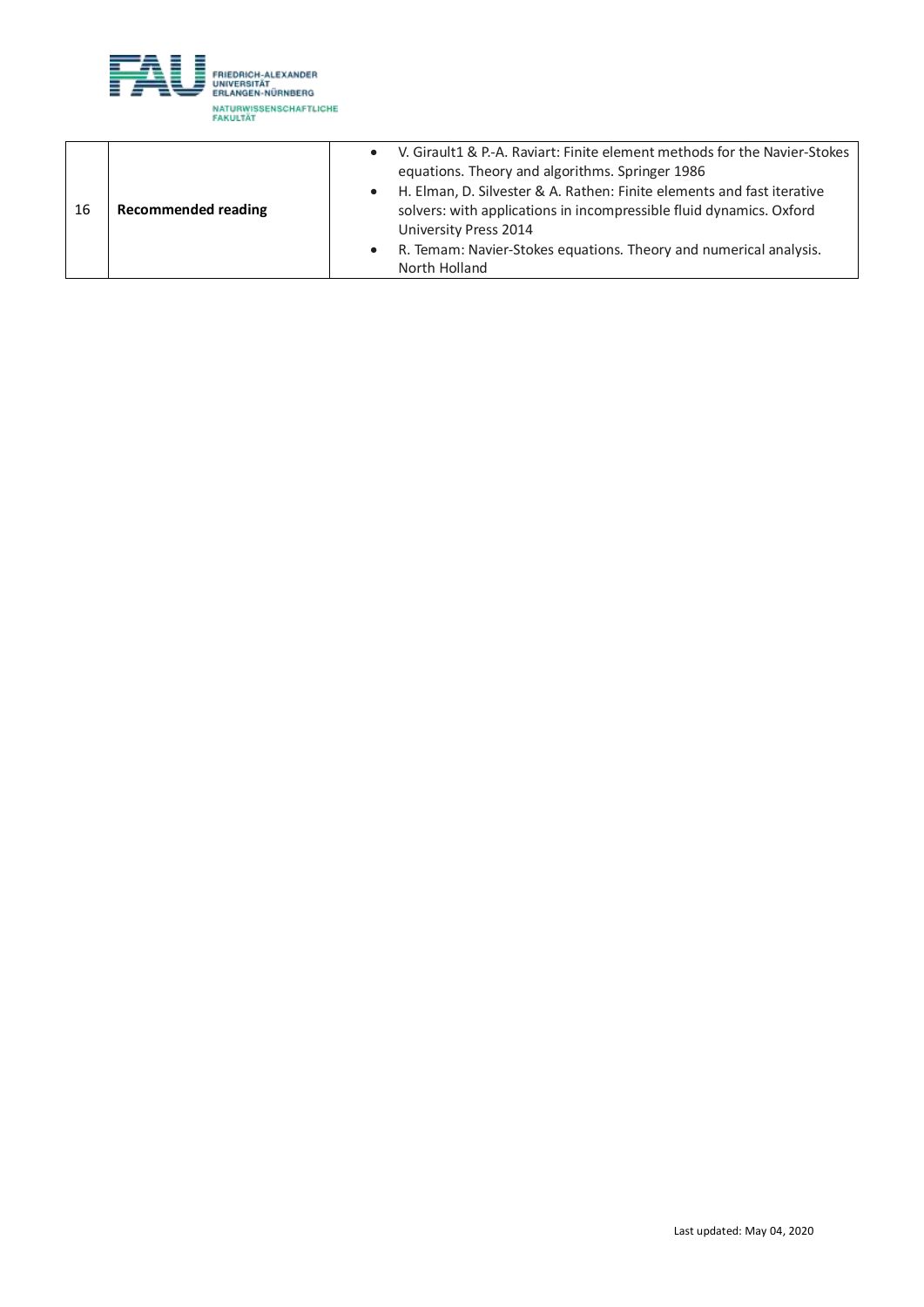| 16 | **Recommended reading** | • V. Girault1 & P.-A. Raviart: Finite element methods for the Navier-Stokes equations. Theory and algorithms. Springer 1986<br>• H. Elman, D. Silvester & A. Rathen: Finite elements and fast iterative solvers: with applications in incompressible fluid dynamics. Oxford University Press 2014<br>• R. Temam: Navier-Stokes equations. Theory and numerical analysis. North Holland |
|---|---|---|

Last updated: May 04, 2020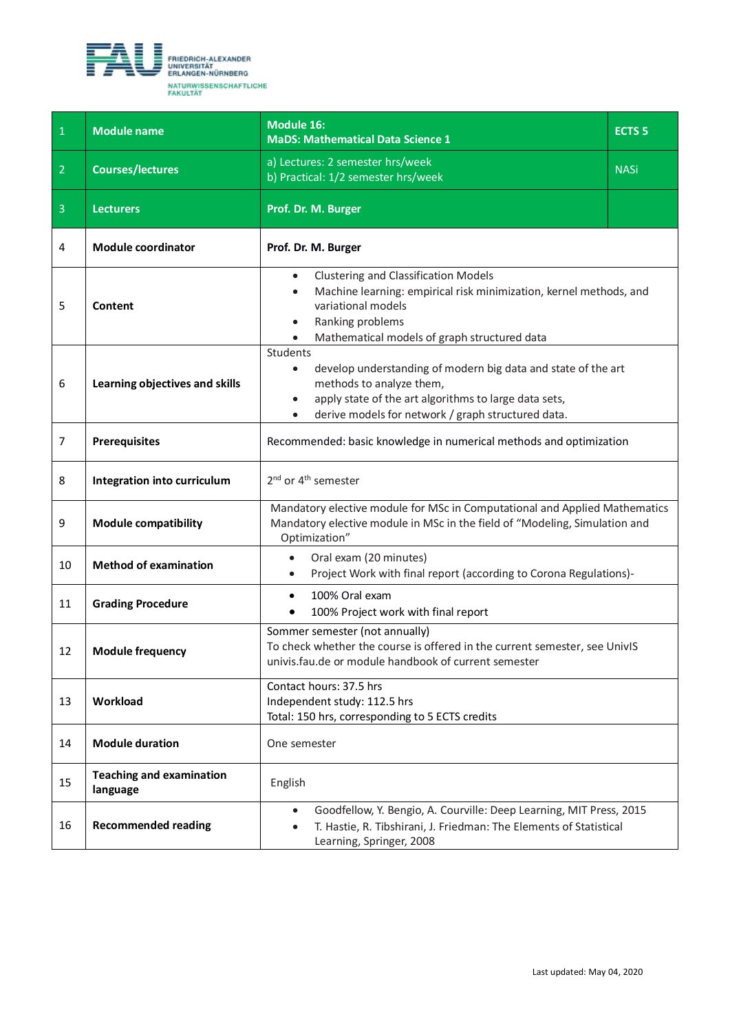| 1 | **Module name** | **Module 16:** **MaDS: Mathematical Data Science 1** | **ECTS 5** |
|---|---|---|---|
| 2 | **Courses/lectures** | a) Lectures: 2 semester hrs/week<br>b) Practical: 1/2 semester hrs/week | NASi |
| 3 | **Lecturers** | **Prof. Dr. M. Burger** | |
| 4 | **Module coordinator** | **Prof. Dr. M. Burger** | |
| 5 | **Content** | • Clustering and Classification Models<br>• Machine learning: empirical risk minimization, kernel methods, and variational models<br>• Ranking problems<br>• Mathematical models of graph structured data | |
| 6 | **Learning objectives and skills** | Students<br>• develop understanding of modern big data and state of the art methods to analyze them,<br>• apply state of the art algorithms to large data sets,<br>• derive models for network / graph structured data. | |
| 7 | **Prerequisites** | Recommended: basic knowledge in numerical methods and optimization | |
| 8 | **Integration into curriculum** | 2nd or 4th semester | |
| 9 | **Module compatibility** | Mandatory elective module for MSc in Computational and Applied Mathematics<br>Mandatory elective module in MSc in the field of "Modeling, Simulation and Optimization" | |
| 10 | **Method of examination** | • Oral exam (20 minutes)<br>• Project Work with final report (according to Corona Regulations)- | |
| 11 | **Grading Procedure** | • 100% Oral exam<br>• 100% Project work with final report | |
| 12 | **Module frequency** | Sommer semester (not annually)<br>To check whether the course is offered in the current semester, see UnivIS univis.fau.de or module handbook of current semester | |
| 13 | **Workload** | Contact hours: 37.5 hrs<br>Independent study: 112.5 hrs<br>Total: 150 hrs, corresponding to 5 ECTS credits | |
| 14 | **Module duration** | One semester | |
| 15 | **Teaching and examination language** | English | |
| 16 | **Recommended reading** | • Goodfellow, Y. Bengio, A. Courville: Deep Learning, MIT Press, 2015<br>• T. Hastie, R. Tibshirani, J. Friedman: The Elements of Statistical Learning, Springer, 2008 | |

Last updated: May 04, 2020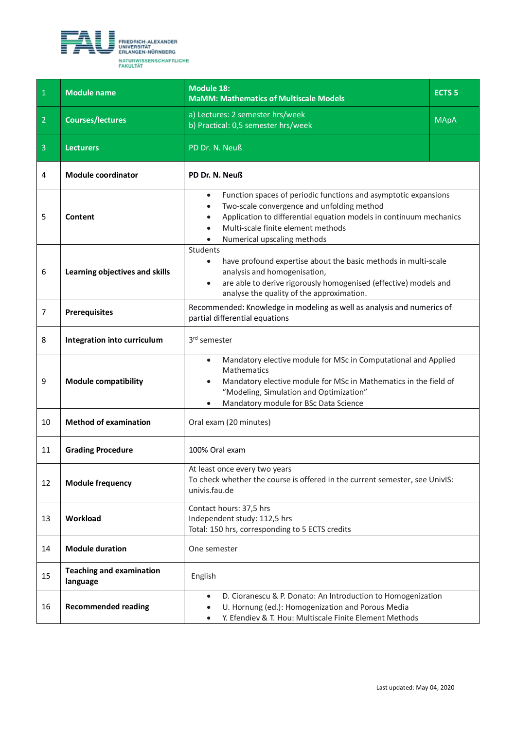| 1 | **Module name** | **Module 18:** **MaMM: Mathematics of Multiscale Models** | **ECTS 5** |
|---|---|---|---|
| 2 | **Courses/lectures** | a) Lectures: 2 semester hrs/week<br>b) Practical: 0,5 semester hrs/week | MApA |
| 3 | **Lecturers** | PD Dr. N. Neuß | |
| 4 | **Module coordinator** | **PD Dr. N. Neuß** | |
| 5 | **Content** | • Function spaces of periodic functions and asymptotic expansions<br>• Two-scale convergence and unfolding method<br>• Application to differential equation models in continuum mechanics<br>• Multi-scale finite element methods<br>• Numerical upscaling methods | |
| 6 | **Learning objectives and skills** | Students<br>• have profound expertise about the basic methods in multi-scale analysis and homogenisation,<br>• are able to derive rigorously homogenised (effective) models and analyse the quality of the approximation. | |
| 7 | **Prerequisites** | Recommended: Knowledge in modeling as well as analysis and numerics of partial differential equations | |
| 8 | **Integration into curriculum** | 3rd semester | |
| 9 | **Module compatibility** | • Mandatory elective module for MSc in Computational and Applied Mathematics<br>• Mandatory elective module for MSc in Mathematics in the field of "Modeling, Simulation and Optimization"<br>• Mandatory module for BSc Data Science | |
| 10 | **Method of examination** | Oral exam (20 minutes) | |
| 11 | **Grading Procedure** | 100% Oral exam | |
| 12 | **Module frequency** | At least once every two years<br>To check whether the course is offered in the current semester, see UnivIS: univis.fau.de | |
| 13 | **Workload** | Contact hours: 37,5 hrs<br>Independent study: 112,5 hrs<br>Total: 150 hrs, corresponding to 5 ECTS credits | |
| 14 | **Module duration** | One semester | |
| 15 | **Teaching and examination language** | English | |
| 16 | **Recommended reading** | • D. Cioranescu & P. Donato: An Introduction to Homogenization<br>• U. Hornung (ed.): Homogenization and Porous Media<br>• Y. Efendiev & T. Hou: Multiscale Finite Element Methods | |

Last updated: May 04, 2020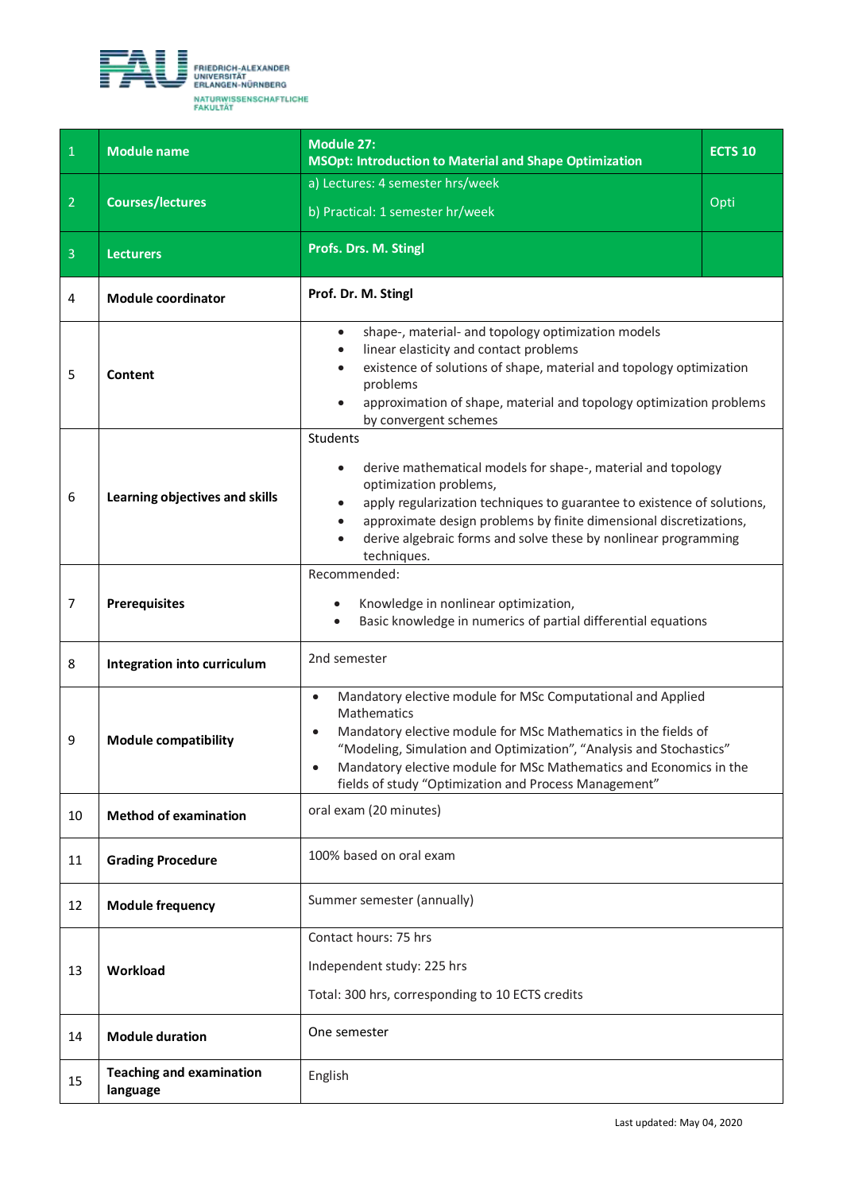| 1 | **Module name** | **Module 27: MSOpt: Introduction to Material and Shape Optimization** | **ECTS 10** |
|---|---|---|---|
| 2 | **Courses/lectures** | a) Lectures: 4 semester hrs/week<br><br>b) Practical: 1 semester hr/week | Opti |
| 3 | **Lecturers** | **Profs. Drs. M. Stingl** | |
| 4 | **Module coordinator** | **Prof. Dr. M. Stingl** | |
| 5 | **Content** | • shape-, material- and topology optimization models<br>• linear elasticity and contact problems<br>• existence of solutions of shape, material and topology optimization problems<br>• approximation of shape, material and topology optimization problems by convergent schemes | |
| 6 | **Learning objectives and skills** | Students<br><br>• derive mathematical models for shape-, material and topology optimization problems,<br>• apply regularization techniques to guarantee to existence of solutions,<br>• approximate design problems by finite dimensional discretizations,<br>• derive algebraic forms and solve these by nonlinear programming techniques. | |
| 7 | **Prerequisites** | Recommended:<br><br>• Knowledge in nonlinear optimization,<br>• Basic knowledge in numerics of partial differential equations | |
| 8 | **Integration into curriculum** | 2nd semester | |
| 9 | **Module compatibility** | • Mandatory elective module for MSc Computational and Applied Mathematics<br>• Mandatory elective module for MSc Mathematics in the fields of “Modeling, Simulation and Optimization”, “Analysis and Stochastics”<br>• Mandatory elective module for MSc Mathematics and Economics in the fields of study “Optimization and Process Management” | |
| 10 | **Method of examination** | oral exam (20 minutes) | |
| 11 | **Grading Procedure** | 100% based on oral exam | |
| 12 | **Module frequency** | Summer semester (annually) | |
| 13 | **Workload** | Contact hours: 75 hrs<br><br>Independent study: 225 hrs<br><br>Total: 300 hrs, corresponding to 10 ECTS credits | |
| 14 | **Module duration** | One semester | |
| 15 | **Teaching and examination language** | English | |

Last updated: May 04, 2020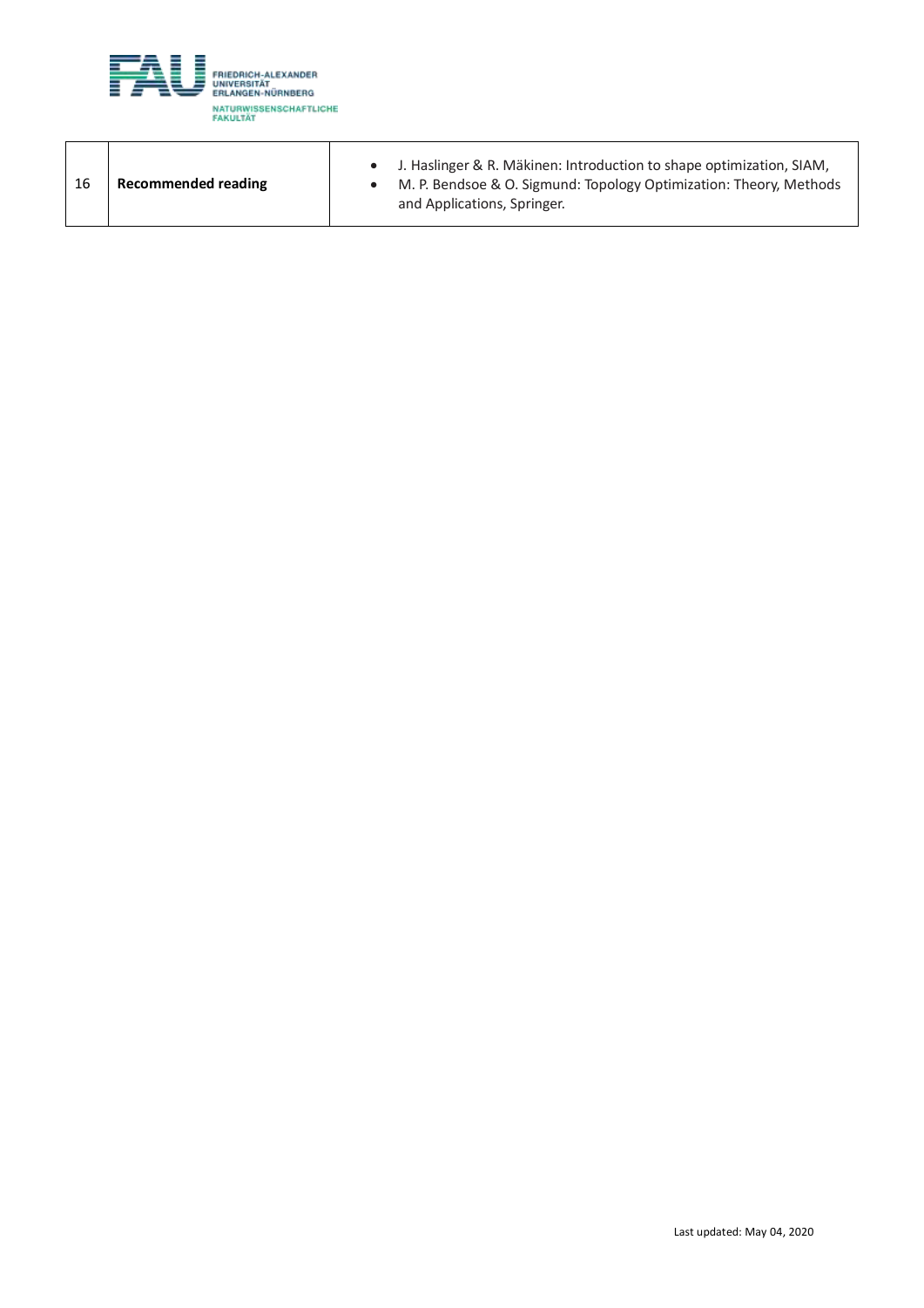| 16 | **Recommended reading** | • J. Haslinger & R. Mäkinen: Introduction to shape optimization, SIAM,<br>• M. P. Bendsoe & O. Sigmund: Topology Optimization: Theory, Methods and Applications, Springer. |
|---|---|---|

Last updated: May 04, 2020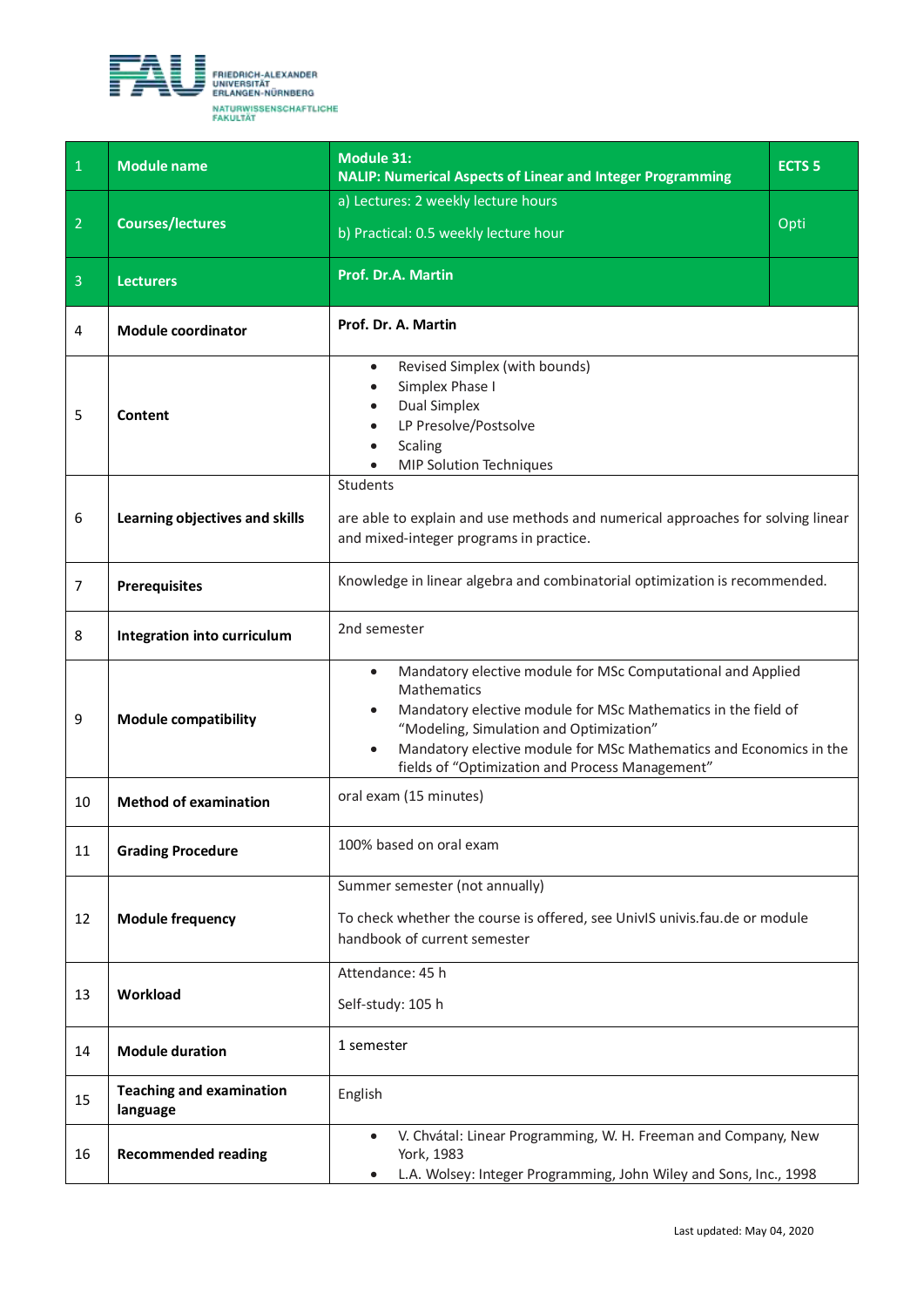| 1 | Module name | Module 31:<br>NALIP: Numerical Aspects of Linear and Integer Programming | ECTS 5 |
|---|---|---|---|
| 2 | Courses/lectures | a) Lectures: 2 weekly lecture hours<br><br>b) Practical: 0.5 weekly lecture hour | Opti |
| 3 | Lecturers | Prof. Dr.A. Martin | |
| 4 | Module coordinator | Prof. Dr. A. Martin | |
| 5 | Content | • Revised Simplex (with bounds)<br>• Simplex Phase I<br>• Dual Simplex<br>• LP Presolve/Postsolve<br>• Scaling<br>• MIP Solution Techniques | |
| 6 | Learning objectives and skills | Students<br><br>are able to explain and use methods and numerical approaches for solving linear and mixed-integer programs in practice. | |
| 7 | Prerequisites | Knowledge in linear algebra and combinatorial optimization is recommended. | |
| 8 | Integration into curriculum | 2nd semester | |
| 9 | Module compatibility | • Mandatory elective module for MSc Computational and Applied Mathematics<br>• Mandatory elective module for MSc Mathematics in the field of "Modeling, Simulation and Optimization"<br>• Mandatory elective module for MSc Mathematics and Economics in the fields of "Optimization and Process Management" | |
| 10 | Method of examination | oral exam (15 minutes) | |
| 11 | Grading Procedure | 100% based on oral exam | |
| 12 | Module frequency | Summer semester (not annually)<br><br>To check whether the course is offered, see UnivIS univis.fau.de or module handbook of current semester | |
| 13 | Workload | Attendance: 45 h<br><br>Self-study: 105 h | |
| 14 | Module duration | 1 semester | |
| 15 | Teaching and examination language | English | |
| 16 | Recommended reading | • V. Chvátal: Linear Programming, W. H. Freeman and Company, New York, 1983<br>• L.A. Wolsey: Integer Programming, John Wiley and Sons, Inc., 1998 | |

Last updated: May 04, 2020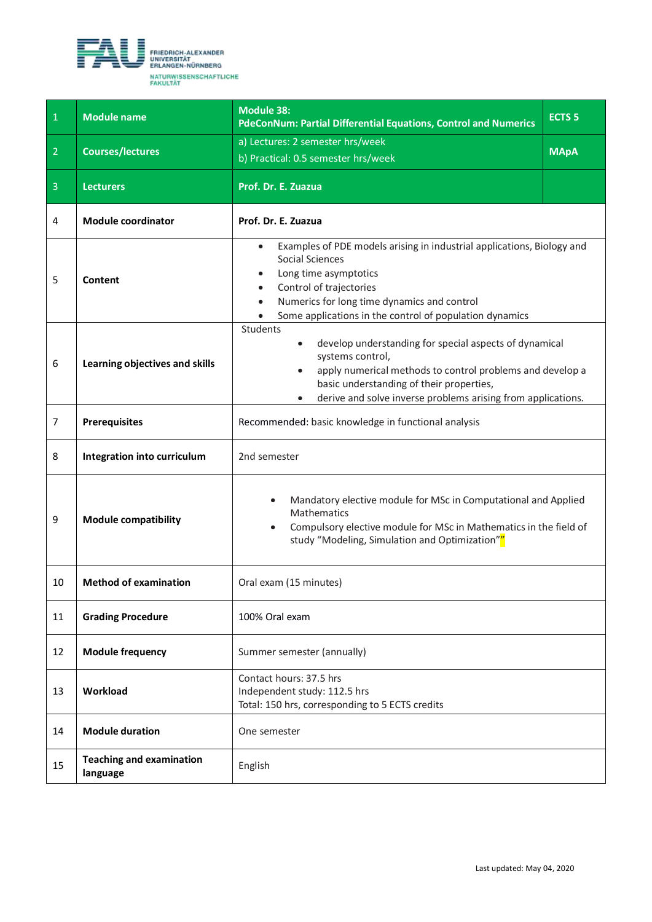| 1 | Module name | Module 38: PdeConNum: Partial Differential Equations, Control and Numerics | ECTS 5 |
|---|---|---|---|
| 2 | Courses/lectures | a) Lectures: 2 semester hrs/week<br>b) Practical: 0.5 semester hrs/week | MApA |
| 3 | Lecturers | Prof. Dr. E. Zuazua | |
| 4 | Module coordinator | Prof. Dr. E. Zuazua | |
| 5 | Content | • Examples of PDE models arising in industrial applications, Biology and Social Sciences<br>• Long time asymptotics<br>• Control of trajectories<br>• Numerics for long time dynamics and control<br>• Some applications in the control of population dynamics | |
| 6 | Learning objectives and skills | Students<br>• develop understanding for special aspects of dynamical systems control,<br>• apply numerical methods to control problems and develop a basic understanding of their properties,<br>• derive and solve inverse problems arising from applications. | |
| 7 | Prerequisites | Recommended: basic knowledge in functional analysis | |
| 8 | Integration into curriculum | 2nd semester | |
| 9 | Module compatibility | • Mandatory elective module for MSc in Computational and Applied Mathematics<br>• Compulsory elective module for MSc in Mathematics in the field of study "Modeling, Simulation and Optimization"" | |
| 10 | Method of examination | Oral exam (15 minutes) | |
| 11 | Grading Procedure | 100% Oral exam | |
| 12 | Module frequency | Summer semester (annually) | |
| 13 | Workload | Contact hours: 37.5 hrs<br>Independent study: 112.5 hrs<br>Total: 150 hrs, corresponding to 5 ECTS credits | |
| 14 | Module duration | One semester | |
| 15 | Teaching and examination language | English | |

Last updated: May 04, 2020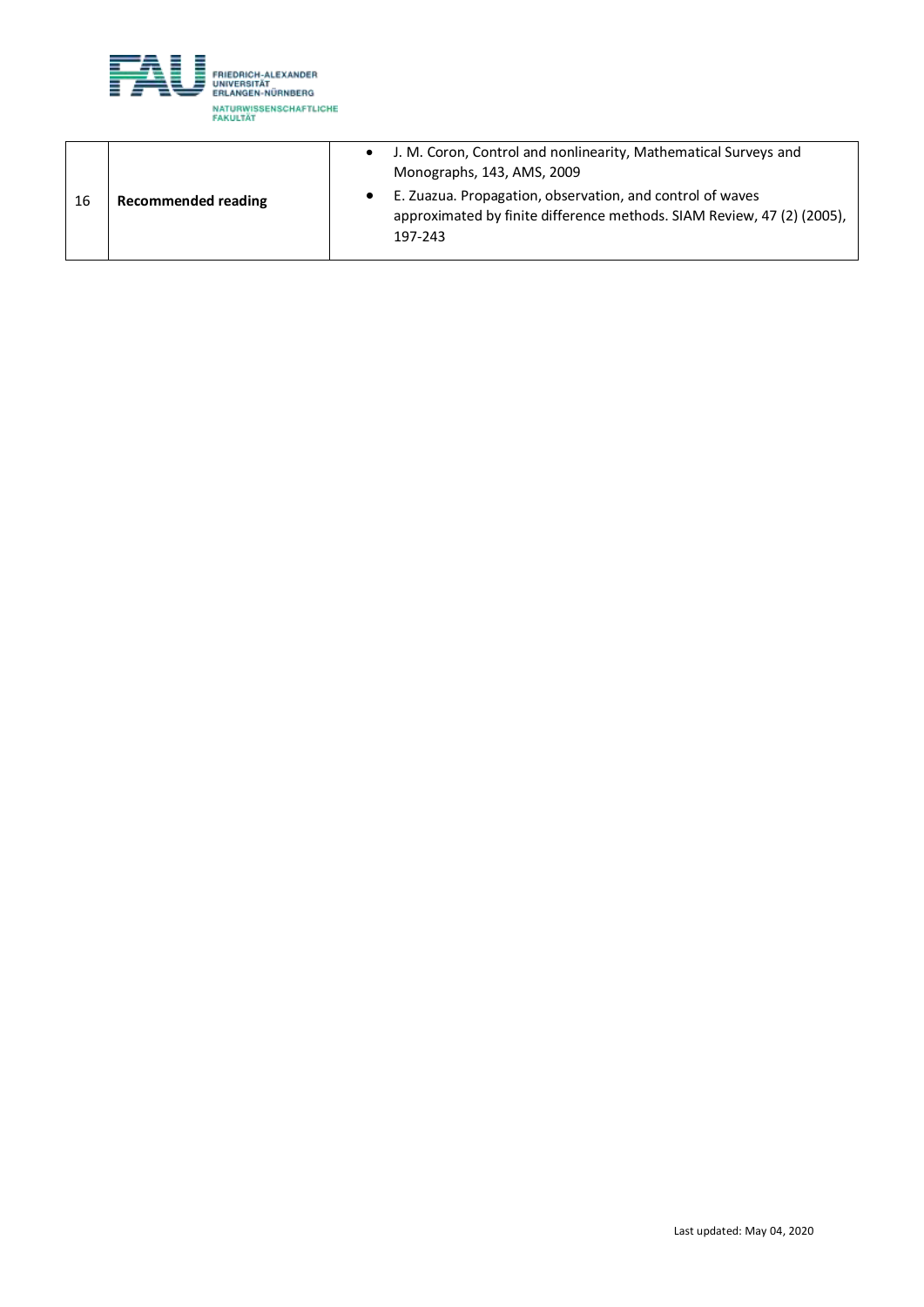| 16 | **Recommended reading** | • J. M. Coron, Control and nonlinearity, Mathematical Surveys and Monographs, 143, AMS, 2009<br>• E. Zuazua. Propagation, observation, and control of waves approximated by finite difference methods. SIAM Review, 47 (2) (2005), 197-243 |
|---|---|---|

Last updated: May 04, 2020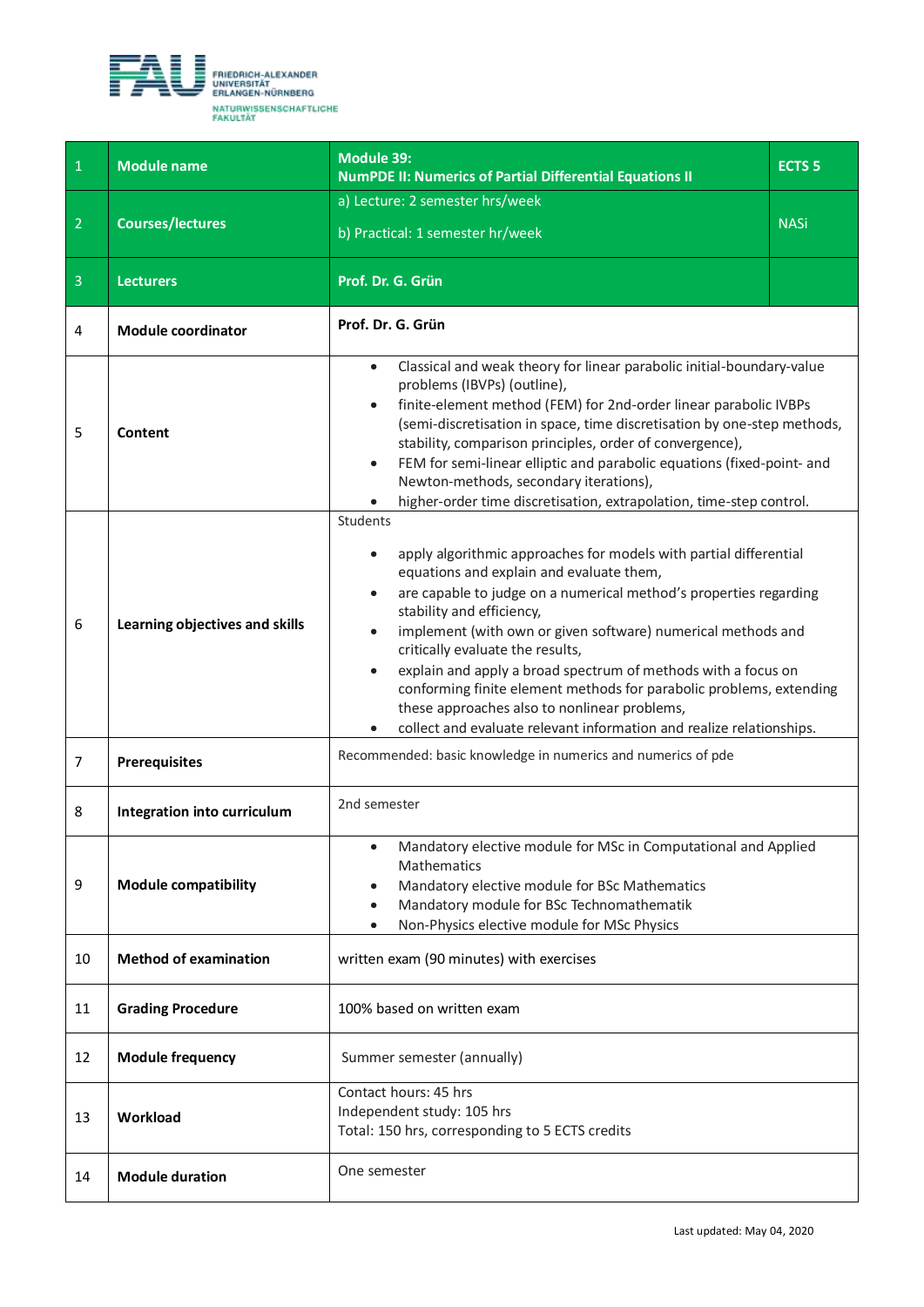| | | | |
|---|---|---|---|
| 1 | **Module name** | **Module 39: NumPDE II: Numerics of Partial Differential Equations II** | **ECTS 5** |
| 2 | **Courses/lectures** | a) Lecture: 2 semester hrs/week<br><br>b) Practical: 1 semester hr/week | NASi |
| 3 | **Lecturers** | **Prof. Dr. G. Grün** | |
| 4 | **Module coordinator** | **Prof. Dr. G. Grün** | |
| 5 | **Content** | • Classical and weak theory for linear parabolic initial-boundary-value problems (IBVPs) (outline),<br>• finite-element method (FEM) for 2nd-order linear parabolic IVBPs (semi-discretisation in space, time discretisation by one-step methods, stability, comparison principles, order of convergence),<br>• FEM for semi-linear elliptic and parabolic equations (fixed-point- and Newton-methods, secondary iterations),<br>• higher-order time discretisation, extrapolation, time-step control. | |
| 6 | **Learning objectives and skills** | Students<br><br>• apply algorithmic approaches for models with partial differential equations and explain and evaluate them,<br>• are capable to judge on a numerical method's properties regarding stability and efficiency,<br>• implement (with own or given software) numerical methods and critically evaluate the results,<br>• explain and apply a broad spectrum of methods with a focus on conforming finite element methods for parabolic problems, extending these approaches also to nonlinear problems,<br>• collect and evaluate relevant information and realize relationships. | |
| 7 | **Prerequisites** | Recommended: basic knowledge in numerics and numerics of pde | |
| 8 | **Integration into curriculum** | 2nd semester | |
| 9 | **Module compatibility** | • Mandatory elective module for MSc in Computational and Applied Mathematics<br>• Mandatory elective module for BSc Mathematics<br>• Mandatory module for BSc Technomathematik<br>• Non-Physics elective module for MSc Physics | |
| 10 | **Method of examination** | written exam (90 minutes) with exercises | |
| 11 | **Grading Procedure** | 100% based on written exam | |
| 12 | **Module frequency** | Summer semester (annually) | |
| 13 | **Workload** | Contact hours: 45 hrs<br>Independent study: 105 hrs<br>Total: 150 hrs, corresponding to 5 ECTS credits | |
| 14 | **Module duration** | One semester | |

Last updated: May 04, 2020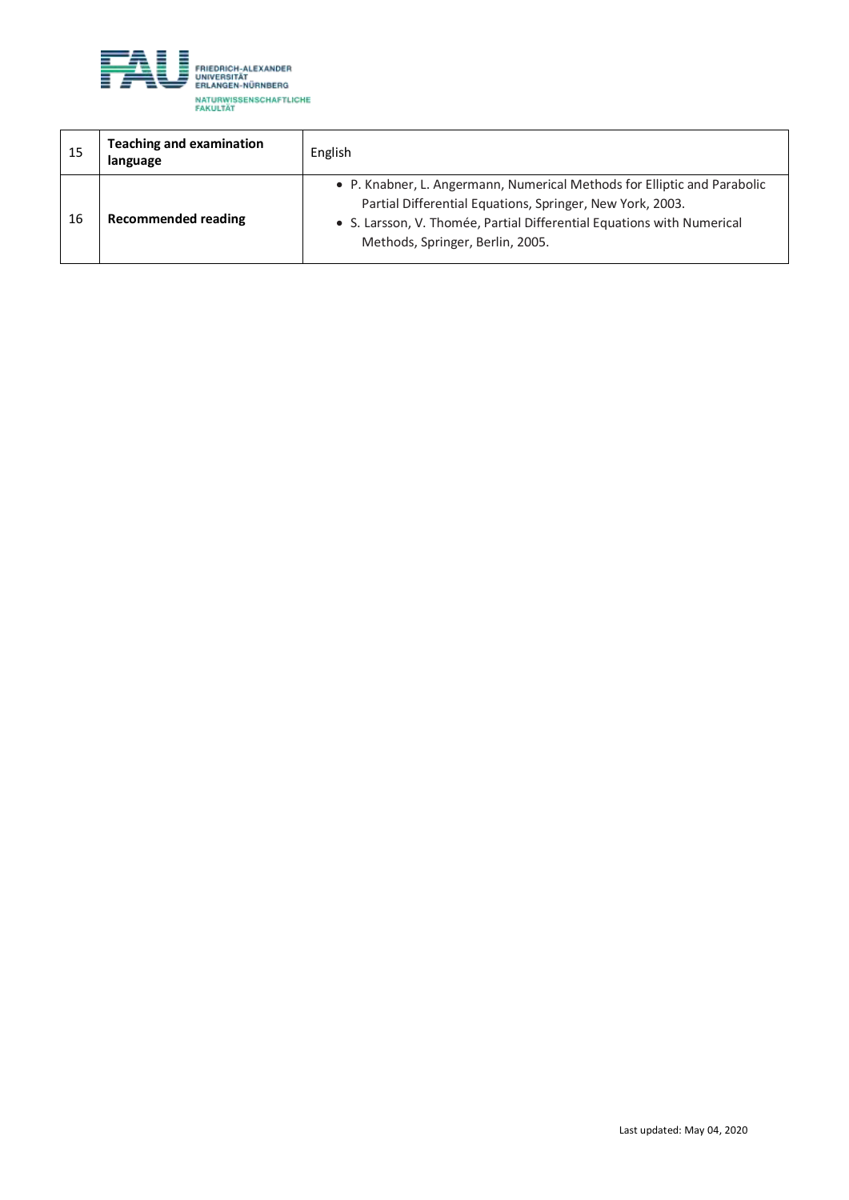| | | |
|---|---|---|
| 15 | **Teaching and examination language** | English |
| 16 | **Recommended reading** | • P. Knabner, L. Angermann, Numerical Methods for Elliptic and Parabolic Partial Differential Equations, Springer, New York, 2003.<br>• S. Larsson, V. Thomée, Partial Differential Equations with Numerical Methods, Springer, Berlin, 2005. |

Last updated: May 04, 2020